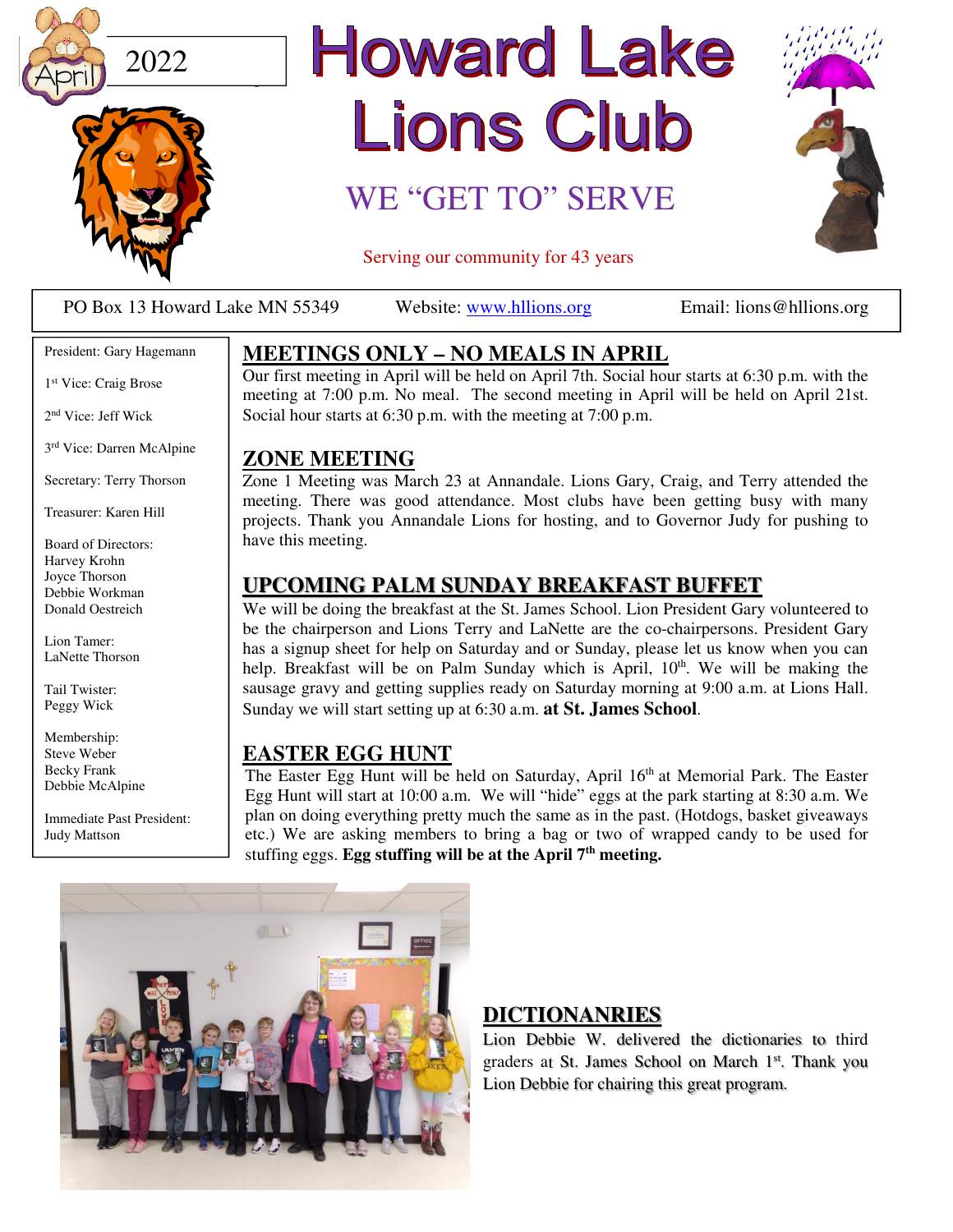2022

# Howard Lake Lions Club

## WE "GET TO" SERVE

Serving our community for 43 years

PO Box 13 Howard Lake MN 55349 | Website: www.hllions.org | Email: lions@hllions.org

President: Gary Hagemann

1st Vice: Craig Brose

2nd Vice: Jeff Wick

3rd Vice: Darren McAlpine

Secretary: Terry Thorson

Treasurer: Karen Hill

Board of Directors:
Harvey Krohn
Joyce Thorson
Debbie Workman
Donald Oestreich

Lion Tamer:
LaNette Thorson

Tail Twister:
Peggy Wick

Membership:
Steve Weber
Becky Frank
Debbie McAlpine

Immediate Past President:
Judy Mattson

## MEETINGS ONLY – NO MEALS IN APRIL

Our first meeting in April will be held on April 7th. Social hour starts at 6:30 p.m. with the meeting at 7:00 p.m. No meal. The second meeting in April will be held on April 21st. Social hour starts at 6:30 p.m. with the meeting at 7:00 p.m.

## ZONE MEETING

Zone 1 Meeting was March 23 at Annandale. Lions Gary, Craig, and Terry attended the meeting. There was good attendance. Most clubs have been getting busy with many projects. Thank you Annandale Lions for hosting, and to Governor Judy for pushing to have this meeting.

## UPCOMING PALM SUNDAY BREAKFAST BUFFET

We will be doing the breakfast at the St. James School. Lion President Gary volunteered to be the chairperson and Lions Terry and LaNette are the co-chairpersons. President Gary has a signup sheet for help on Saturday and or Sunday, please let us know when you can help. Breakfast will be on Palm Sunday which is April, 10th. We will be making the sausage gravy and getting supplies ready on Saturday morning at 9:00 a.m. at Lions Hall. Sunday we will start setting up at 6:30 a.m. **at St. James School**.

## EASTER EGG HUNT

The Easter Egg Hunt will be held on Saturday, April 16th at Memorial Park. The Easter Egg Hunt will start at 10:00 a.m. We will "hide" eggs at the park starting at 8:30 a.m. We plan on doing everything pretty much the same as in the past. (Hotdogs, basket giveaways etc.) We are asking members to bring a bag or two of wrapped candy to be used for stuffing eggs. **Egg stuffing will be at the April 7th meeting.**

## DICTIONANRIES

Lion Debbie W. delivered the dictionaries to third graders at St. James School on March 1st. Thank you Lion Debbie for chairing this great program.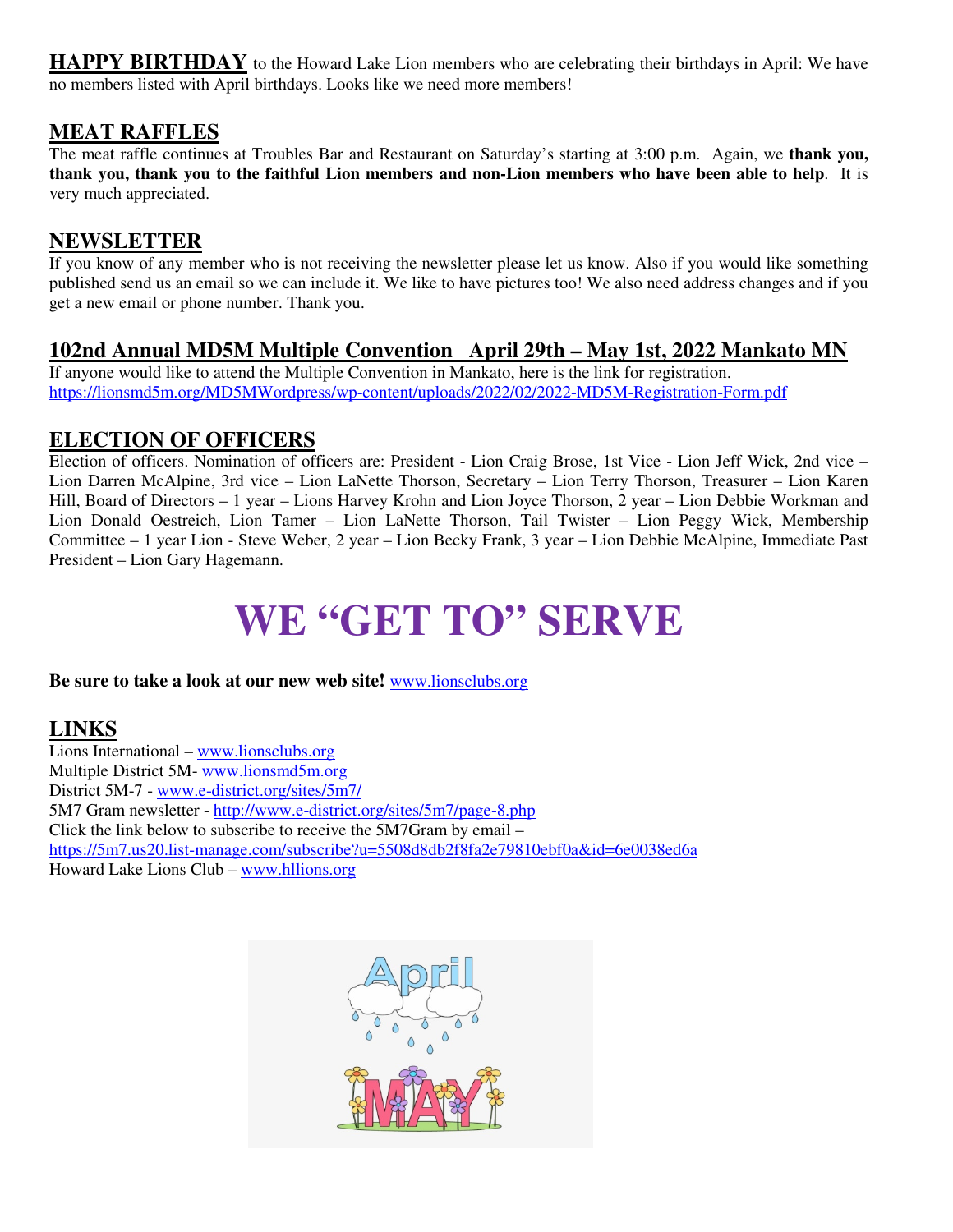**HAPPY BIRTHDAY** to the Howard Lake Lion members who are celebrating their birthdays in April: We have no members listed with April birthdays. Looks like we need more members!

## MEAT RAFFLES

The meat raffle continues at Troubles Bar and Restaurant on Saturday's starting at 3:00 p.m. Again, we **thank you, thank you, thank you to the faithful Lion members and non-Lion members who have been able to help**. It is very much appreciated.

## NEWSLETTER

If you know of any member who is not receiving the newsletter please let us know. Also if you would like something published send us an email so we can include it. We like to have pictures too! We also need address changes and if you get a new email or phone number. Thank you.

## 102nd Annual MD5M Multiple Convention April 29th – May 1st, 2022 Mankato MN

If anyone would like to attend the Multiple Convention in Mankato, here is the link for registration.
https://lionsmd5m.org/MD5MWordpress/wp-content/uploads/2022/02/2022-MD5M-Registration-Form.pdf

## ELECTION OF OFFICERS

Election of officers. Nomination of officers are: President - Lion Craig Brose, 1st Vice - Lion Jeff Wick, 2nd vice – Lion Darren McAlpine, 3rd vice – Lion LaNette Thorson, Secretary – Lion Terry Thorson, Treasurer – Lion Karen Hill, Board of Directors – 1 year – Lions Harvey Krohn and Lion Joyce Thorson, 2 year – Lion Debbie Workman and Lion Donald Oestreich, Lion Tamer – Lion LaNette Thorson, Tail Twister – Lion Peggy Wick, Membership Committee – 1 year Lion - Steve Weber, 2 year – Lion Becky Frank, 3 year – Lion Debbie McAlpine, Immediate Past President – Lion Gary Hagemann.

# WE "GET TO" SERVE

**Be sure to take a look at our new web site!** www.lionsclubs.org

## LINKS

Lions International – www.lionsclubs.org
Multiple District 5M- www.lionsmd5m.org
District 5M-7 - www.e-district.org/sites/5m7/
5M7 Gram newsletter - http://www.e-district.org/sites/5m7/page-8.php
Click the link below to subscribe to receive the 5M7Gram by email –
https://5m7.us20.list-manage.com/subscribe?u=5508d8db2f8fa2e79810ebf0a&id=6e0038ed6a
Howard Lake Lions Club – www.hllions.org